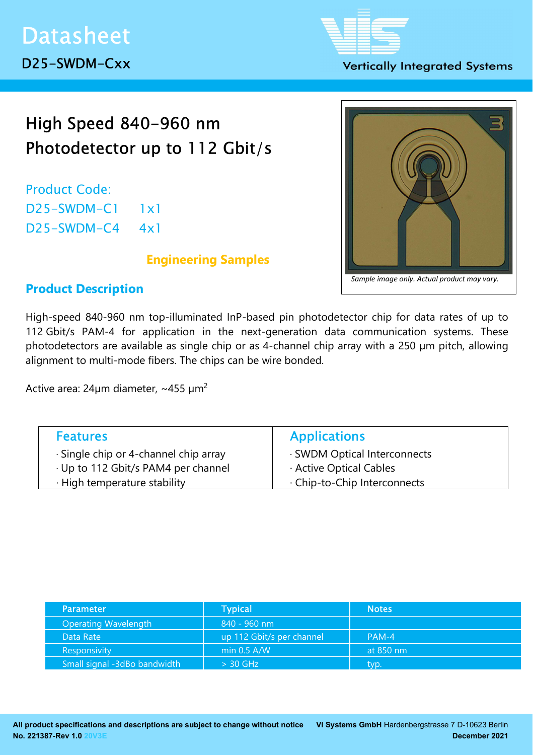# Datasheet

D25-SWDM-Cxx

Vertically Integrated Systems

## High Speed 840-960 nm Photodetector up to 112 Gbit/s

Product Code:

D25-SWDM-C1 1x1

D25-SWDM-C4 4x1

**Engineering Samples**

*Sample image only. Actual product may vary.*

## Product Description

High-speed 840-960 nm top-illuminated InP-based pin photodetector chip for data rates of up to 112 Gbit/s PAM-4 for application in the next-generation data communication systems. These photodetectors are available as single chip or as 4-channel chip array with a 250 µm pitch, allowing alignment to multi-mode fibers. The chips can be wire bonded.

Active area: 24µm diameter, ~455 µm$^2$

| Features | Applications |
|---|---|
| · Single chip or 4-channel chip array<br>· Up to 112 Gbit/s PAM4 per channel<br>· High temperature stability | · SWDM Optical Interconnects<br>· Active Optical Cables<br>· Chip-to-Chip Interconnects |

| Parameter | Typical | Notes |
|---|---|---|
| Operating Wavelength | 840 - 960 nm | |
| Data Rate | up 112 Gbit/s per channel | PAM-4 |
| Responsivity | min 0.5 A/W | at 850 nm |
| Small signal -3dBo bandwidth | > 30 GHz | typ. |

**All product specifications and descriptions are subject to change without notice**

**No. 221387-Rev 1.0** 20V3E

**VI Systems GmbH** Hardenbergstrasse 7 D-10623 Berlin

**December 2021**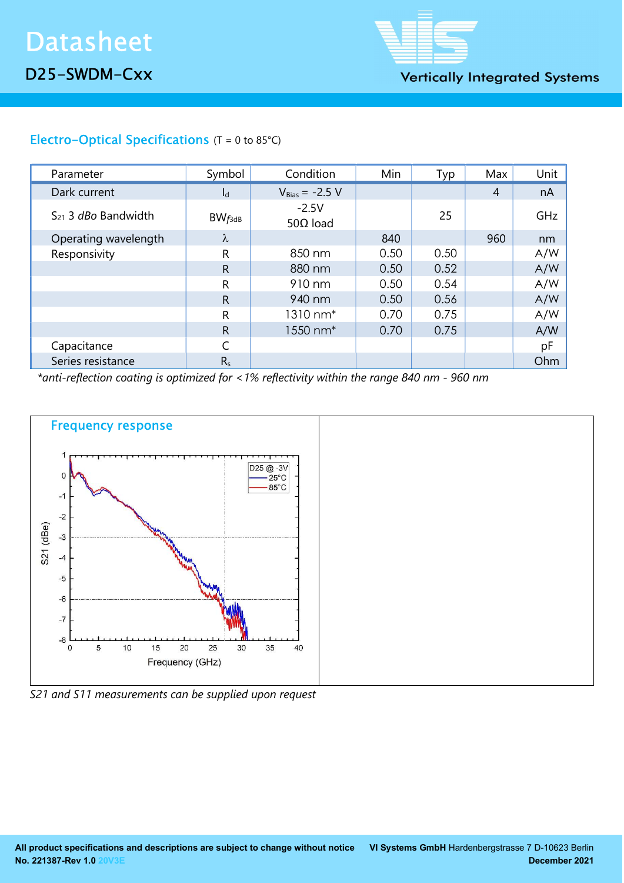# Datasheet

## D25-SWDM-Cxx

Vertically Integrated Systems

### Electro-Optical Specifications (T = 0 to 85°C)

| Parameter | Symbol | Condition | Min | Typ | Max | Unit |
|---|---|---|---|---|---|---|
| Dark current | $I_d$ | $V_{Bias}$ = -2.5 V | | | 4 | nA |
| $S_{21}$ 3 *dBo* Bandwidth | $BW_{f3dB}$ | -2.5V 50Ω load | | 25 | | GHz |
| Operating wavelength | λ | | 840 | | 960 | nm |
| Responsivity | R | 850 nm | 0.50 | 0.50 | | A/W |
| | R | 880 nm | 0.50 | 0.52 | | A/W |
| | R | 910 nm | 0.50 | 0.54 | | A/W |
| | R | 940 nm | 0.50 | 0.56 | | A/W |
| | R | 1310 nm* | 0.70 | 0.75 | | A/W |
| | R | 1550 nm* | 0.70 | 0.75 | | A/W |
| Capacitance | C | | | | | pF |
| Series resistance | $R_s$ | | | | | Ohm |

*\*anti-reflection coating is optimized for <1% reflectivity within the range 840 nm - 960 nm*

### Frequency response

*S21 and S11 measurements can be supplied upon request*

**All product specifications and descriptions are subject to change without notice**
**No. 221387-Rev 1.0** 20V3E

**VI Systems GmbH** Hardenbergstrasse 7 D-10623 Berlin
**December 2021**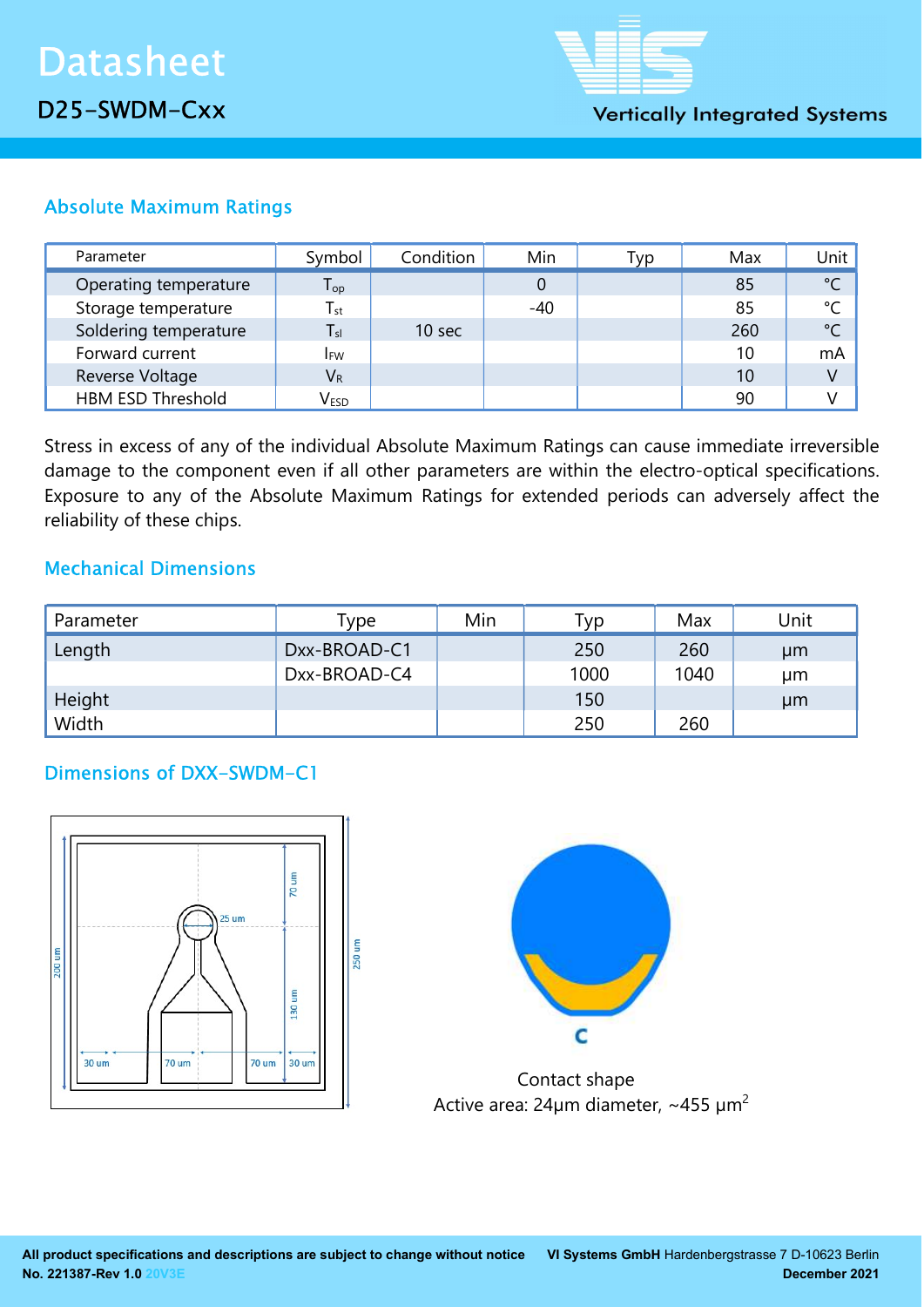## Absolute Maximum Ratings

| Parameter | Symbol | Condition | Min | Typ | Max | Unit |
|---|---|---|---|---|---|---|
| Operating temperature | $T_{op}$ | | 0 | | 85 | °C |
| Storage temperature | $T_{st}$ | | -40 | | 85 | °C |
| Soldering temperature | $T_{sl}$ | 10 sec | | | 260 | °C |
| Forward current | $I_{FW}$ | | | | 10 | mA |
| Reverse Voltage | $V_R$ | | | | 10 | V |
| HBM ESD Threshold | $V_{ESD}$ | | | | 90 | V |

Stress in excess of any of the individual Absolute Maximum Ratings can cause immediate irreversible damage to the component even if all other parameters are within the electro-optical specifications. Exposure to any of the Absolute Maximum Ratings for extended periods can adversely affect the reliability of these chips.

## Mechanical Dimensions

| Parameter | Type | Min | Typ | Max | Unit |
|---|---|---|---|---|---|
| Length | Dxx-BROAD-C1 | | 250 | 260 | µm |
| | Dxx-BROAD-C4 | | 1000 | 1040 | µm |
| Height | | | 150 | | µm |
| Width | | | 250 | 260 | |

## Dimensions of DXX-SWDM-C1

70 um, 25 um, 200 um, 250 um, 130 um, 30 um, 70 um, 70 um, 30 um

C

Contact shape

Active area: 24µm diameter, ~455 µm$^2$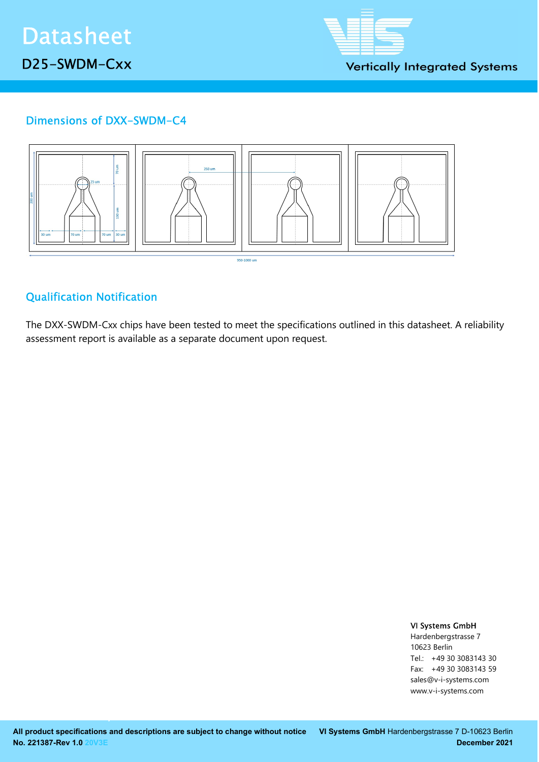## Dimensions of DXX-SWDM-C4

200 um

70 um

25 um

130 um

30 um

70 um

70 um

30 um

250 um

950-1000 um

## Qualification Notification

The DXX-SWDM-Cxx chips have been tested to meet the specifications outlined in this datasheet. A reliability assessment report is available as a separate document upon request.

**VI Systems GmbH**
Hardenbergstrasse 7
10623 Berlin
Tel.: +49 30 3083143 30
Fax: +49 30 3083143 59
sales@v-i-systems.com
www.v-i-systems.com